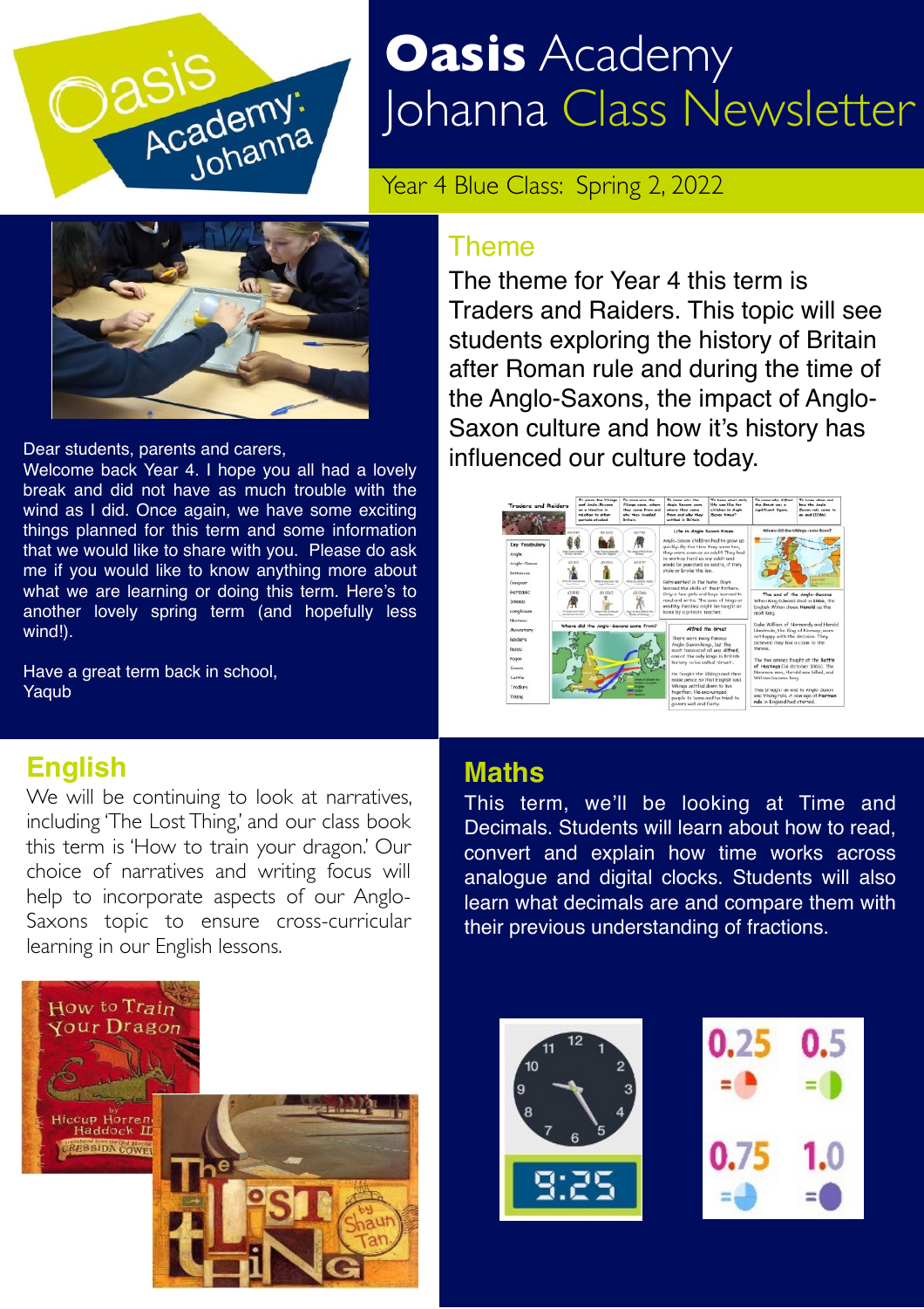# Oasis Academy Johanna Class Newsletter

Year 4 Blue Class: Spring 2, 2022

Dear students, parents and carers,
Welcome back Year 4. I hope you all had a lovely break and did not have as much trouble with the wind as I did. Once again, we have some exciting things planned for this term and some information that we would like to share with you. Please do ask me if you would like to know anything more about what we are learning or doing this term. Here's to another lovely spring term (and hopefully less wind!).

Have a great term back in school,
Yaqub

## Theme

The theme for Year 4 this term is Traders and Raiders. This topic will see students exploring the history of Britain after Roman rule and during the time of the Anglo-Saxons, the impact of Anglo-Saxon culture and how it's history has influenced our culture today.

## English

We will be continuing to look at narratives, including 'The Lost Thing,' and our class book this term is 'How to train your dragon.' Our choice of narratives and writing focus will help to incorporate aspects of our Anglo-Saxons topic to ensure cross-curricular learning in our English lessons.

## Maths

This term, we'll be looking at Time and Decimals. Students will learn about how to read, convert and explain how time works across analogue and digital clocks. Students will also learn what decimals are and compare them with their previous understanding of fractions.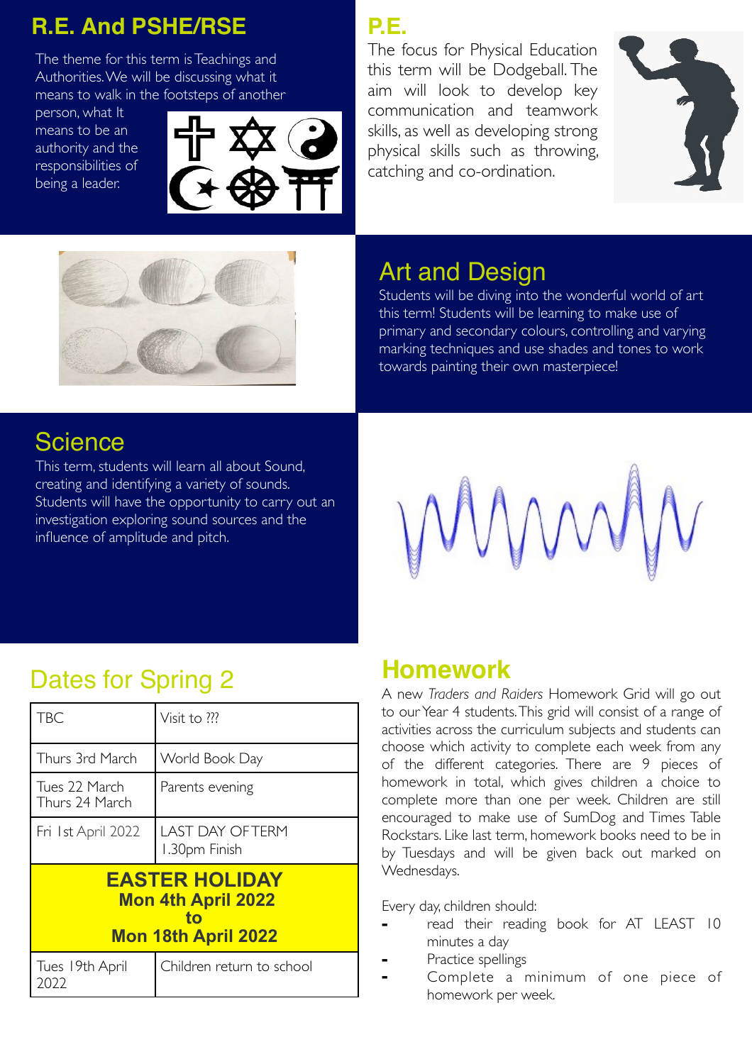## R.E. And PSHE/RSE

The theme for this term is Teachings and Authorities. We will be discussing what it means to walk in the footsteps of another person, what It means to be an authority and the responsibilities of being a leader.

## P.E.

The focus for Physical Education this term will be Dodgeball. The aim will look to develop key communication and teamwork skills, as well as developing strong physical skills such as throwing, catching and co-ordination.

## Art and Design

Students will be diving into the wonderful world of art this term! Students will be learning to make use of primary and secondary colours, controlling and varying marking techniques and use shades and tones to work towards painting their own masterpiece!

## Science

This term, students will learn all about Sound, creating and identifying a variety of sounds. Students will have the opportunity to carry out an investigation exploring sound sources and the influence of amplitude and pitch.

## Dates for Spring 2

| | |
|---|---|
| TBC | Visit to ??? |
| Thurs 3rd March | World Book Day |
| Tues 22 March<br>Thurs 24 March | Parents evening |
| Fri 1st April 2022 | LAST DAY OF TERM<br>1.30pm Finish |
| **EASTER HOLIDAY**<br>**Mon 4th April 2022**<br>**to**<br>**Mon 18th April 2022** | |
| Tues 19th April 2022 | Children return to school |

## Homework

A new *Traders and Raiders* Homework Grid will go out to our Year 4 students. This grid will consist of a range of activities across the curriculum subjects and students can choose which activity to complete each week from any of the different categories. There are 9 pieces of homework in total, which gives children a choice to complete more than one per week. Children are still encouraged to make use of SumDog and Times Table Rockstars. Like last term, homework books need to be in by Tuesdays and will be given back out marked on Wednesdays.

Every day, children should:

- read their reading book for AT LEAST 10 minutes a day
- Practice spellings
- Complete a minimum of one piece of homework per week.